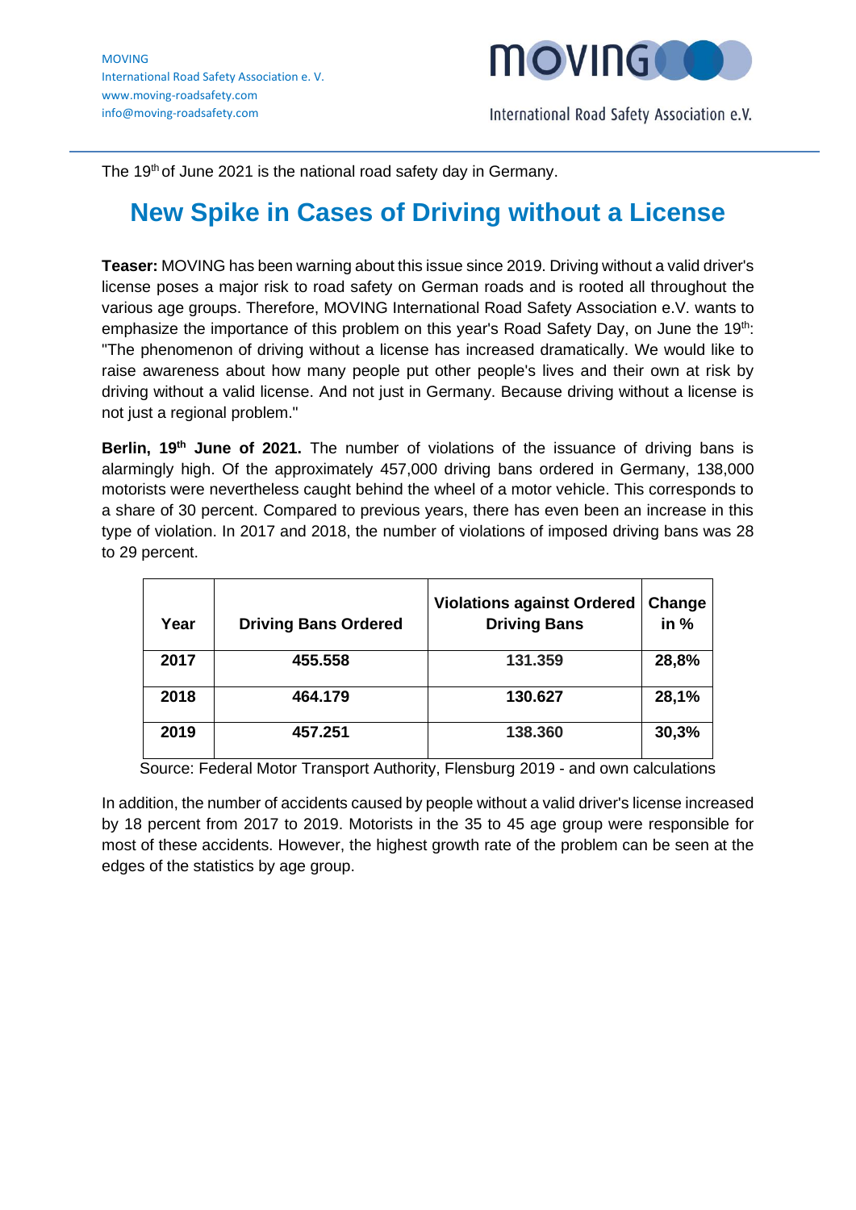MOVING
International Road Safety Association e. V.
www.moving-roadsafety.com
info@moving-roadsafety.com

International Road Safety Association e.V.

The 19th of June 2021 is the national road safety day in Germany.

# New Spike in Cases of Driving without a License

**Teaser:** MOVING has been warning about this issue since 2019. Driving without a valid driver's license poses a major risk to road safety on German roads and is rooted all throughout the various age groups. Therefore, MOVING International Road Safety Association e.V. wants to emphasize the importance of this problem on this year's Road Safety Day, on June the 19th: "The phenomenon of driving without a license has increased dramatically. We would like to raise awareness about how many people put other people's lives and their own at risk by driving without a valid license. And not just in Germany. Because driving without a license is not just a regional problem."

**Berlin, 19th June of 2021.** The number of violations of the issuance of driving bans is alarmingly high. Of the approximately 457,000 driving bans ordered in Germany, 138,000 motorists were nevertheless caught behind the wheel of a motor vehicle. This corresponds to a share of 30 percent. Compared to previous years, there has even been an increase in this type of violation. In 2017 and 2018, the number of violations of imposed driving bans was 28 to 29 percent.

| Year | Driving Bans Ordered | Violations against Ordered Driving Bans | Change in % |
|---|---|---|---|
| **2017** | **455.558** | **131.359** | **28,8%** |
| **2018** | **464.179** | **130.627** | **28,1%** |
| **2019** | **457.251** | **138.360** | **30,3%** |

Source: Federal Motor Transport Authority, Flensburg 2019 - and own calculations

In addition, the number of accidents caused by people without a valid driver's license increased by 18 percent from 2017 to 2019. Motorists in the 35 to 45 age group were responsible for most of these accidents. However, the highest growth rate of the problem can be seen at the edges of the statistics by age group.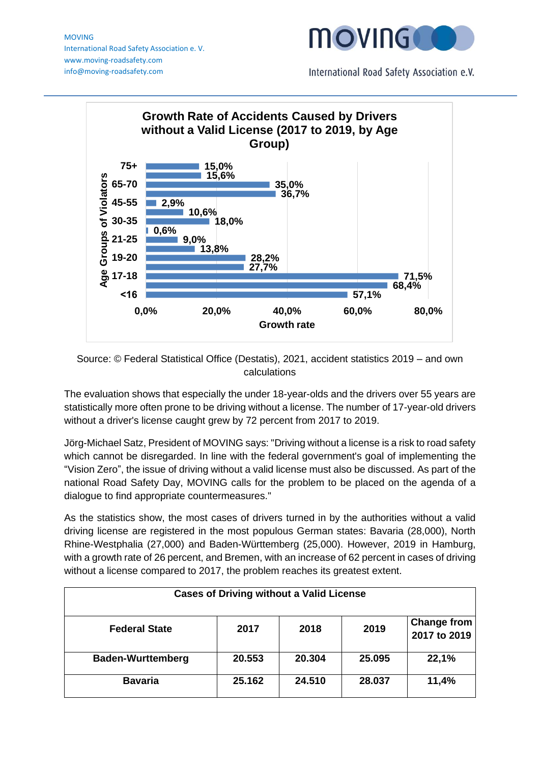**Growth Rate of Accidents Caused by Drivers without a Valid License (2017 to 2019, by Age Group)**

Source: © Federal Statistical Office (Destatis), 2021, accident statistics 2019 – and own calculations

The evaluation shows that especially the under 18-year-olds and the drivers over 55 years are statistically more often prone to be driving without a license. The number of 17-year-old drivers without a driver's license caught grew by 72 percent from 2017 to 2019.

Jörg-Michael Satz, President of MOVING says: "Driving without a license is a risk to road safety which cannot be disregarded. In line with the federal government's goal of implementing the "Vision Zero", the issue of driving without a valid license must also be discussed. As part of the national Road Safety Day, MOVING calls for the problem to be placed on the agenda of a dialogue to find appropriate countermeasures."

As the statistics show, the most cases of drivers turned in by the authorities without a valid driving license are registered in the most populous German states: Bavaria (28,000), North Rhine-Westphalia (27,000) and Baden-Württemberg (25,000). However, 2019 in Hamburg, with a growth rate of 26 percent, and Bremen, with an increase of 62 percent in cases of driving without a license compared to 2017, the problem reaches its greatest extent.

| Cases of Driving without a Valid License | | | | |
|---|---|---|---|---|
| **Federal State** | **2017** | **2018** | **2019** | **Change from 2017 to 2019** |
| **Baden-Wurttemberg** | **20.553** | **20.304** | **25.095** | **22,1%** |
| **Bavaria** | **25.162** | **24.510** | **28.037** | **11,4%** |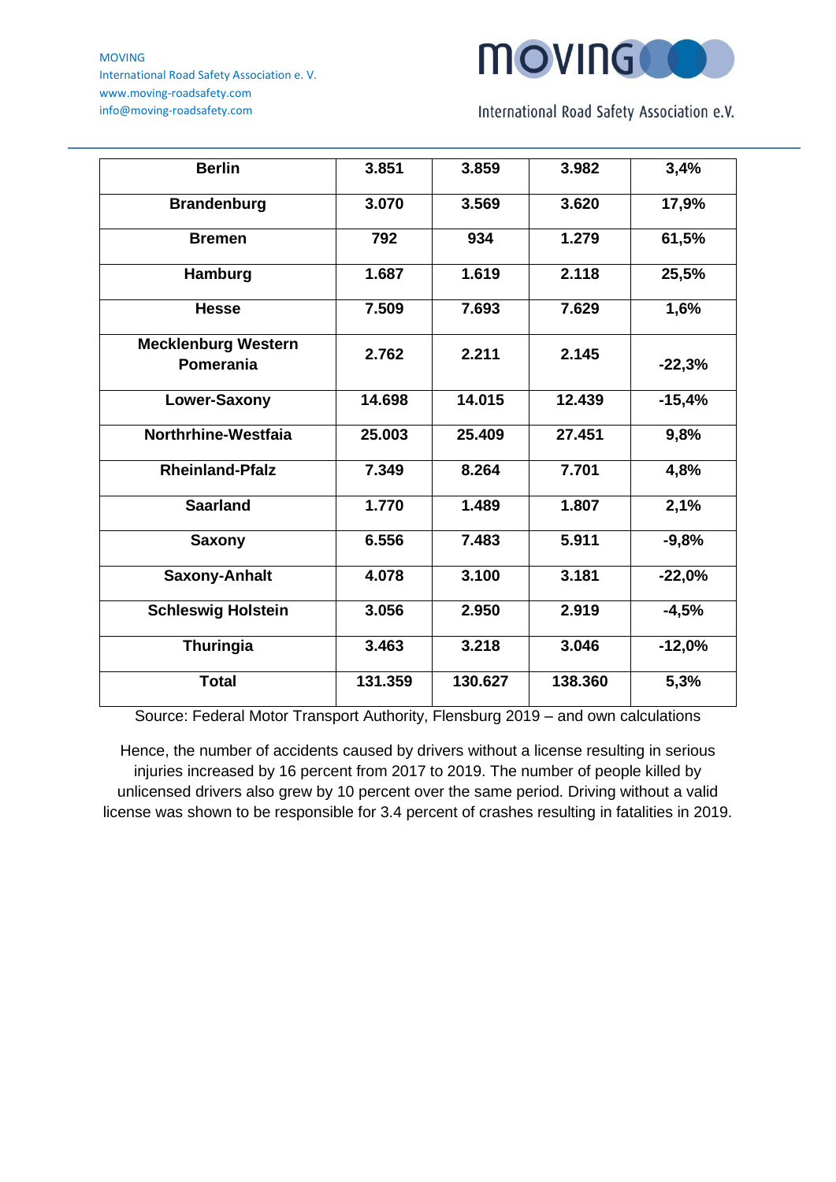| Berlin | 3.851 | 3.859 | 3.982 | 3,4% |
|---|---|---|---|---|
| Brandenburg | 3.070 | 3.569 | 3.620 | 17,9% |
| Bremen | 792 | 934 | 1.279 | 61,5% |
| Hamburg | 1.687 | 1.619 | 2.118 | 25,5% |
| Hesse | 7.509 | 7.693 | 7.629 | 1,6% |
| Mecklenburg Western Pomerania | 2.762 | 2.211 | 2.145 | -22,3% |
| Lower-Saxony | 14.698 | 14.015 | 12.439 | -15,4% |
| Northrhine-Westfaia | 25.003 | 25.409 | 27.451 | 9,8% |
| Rheinland-Pfalz | 7.349 | 8.264 | 7.701 | 4,8% |
| Saarland | 1.770 | 1.489 | 1.807 | 2,1% |
| Saxony | 6.556 | 7.483 | 5.911 | -9,8% |
| Saxony-Anhalt | 4.078 | 3.100 | 3.181 | -22,0% |
| Schleswig Holstein | 3.056 | 2.950 | 2.919 | -4,5% |
| Thuringia | 3.463 | 3.218 | 3.046 | -12,0% |
| **Total** | **131.359** | **130.627** | **138.360** | **5,3%** |

Source: Federal Motor Transport Authority, Flensburg 2019 – and own calculations

Hence, the number of accidents caused by drivers without a license resulting in serious injuries increased by 16 percent from 2017 to 2019. The number of people killed by unlicensed drivers also grew by 10 percent over the same period. Driving without a valid license was shown to be responsible for 3.4 percent of crashes resulting in fatalities in 2019.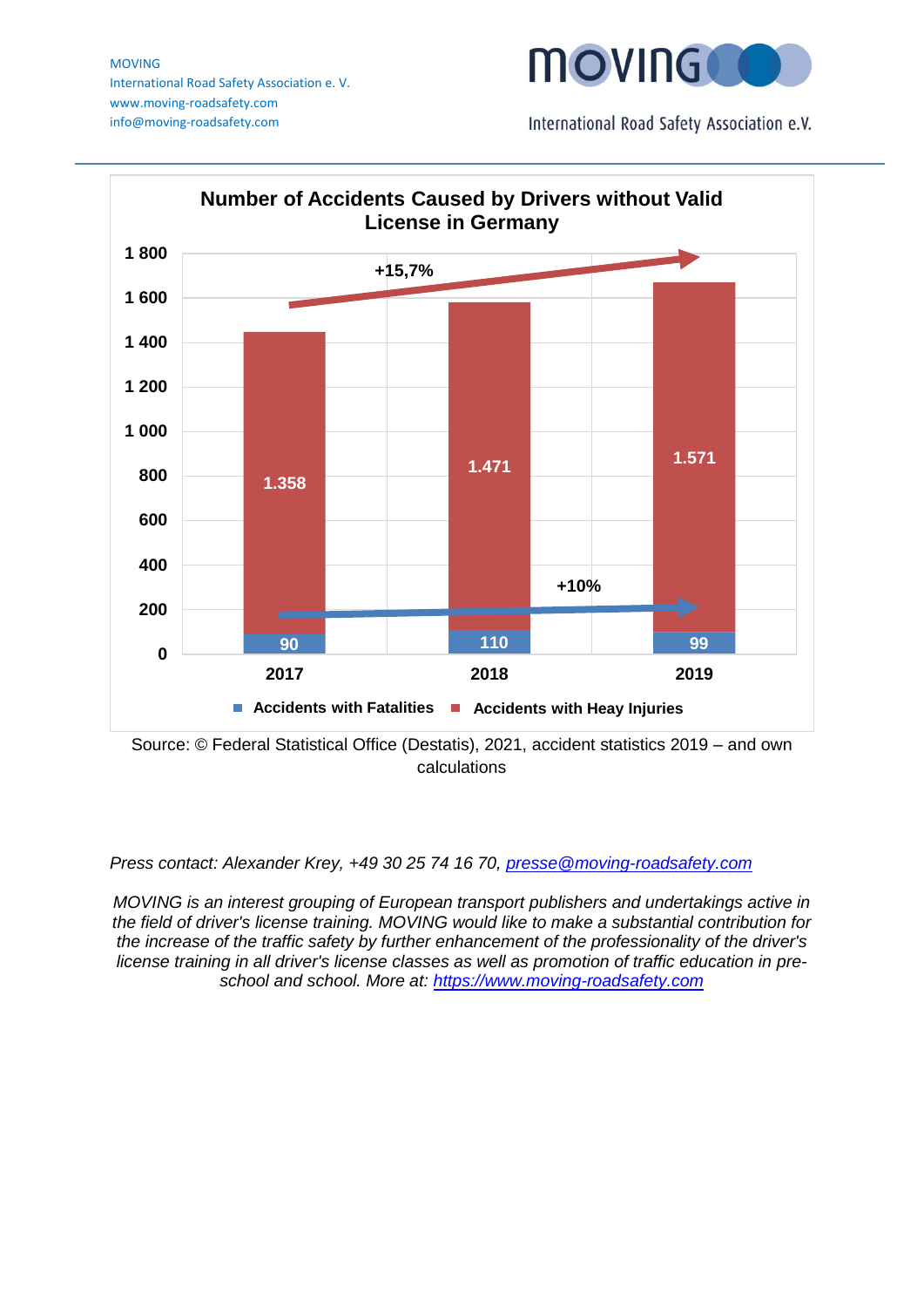MOVING
International Road Safety Association e. V.
www.moving-roadsafety.com
info@moving-roadsafety.com

MOVING International Road Safety Association e.V.

**Number of Accidents Caused by Drivers without Valid License in Germany**

1 800
1 600
1 400
1 200
1 000
800
600
400
200
0

+15,7%

1.358
1.471
1.571

+10%

90
110
99

2017
2018
2019

Accidents with Fatalities
Accidents with Heay Injuries

Source: © Federal Statistical Office (Destatis), 2021, accident statistics 2019 – and own calculations

*Press contact: Alexander Krey, +49 30 25 74 16 70, presse@moving-roadsafety.com*

*MOVING is an interest grouping of European transport publishers and undertakings active in the field of driver's license training. MOVING would like to make a substantial contribution for the increase of the traffic safety by further enhancement of the professionality of the driver's license training in all driver's license classes as well as promotion of traffic education in pre-school and school. More at: https://www.moving-roadsafety.com*